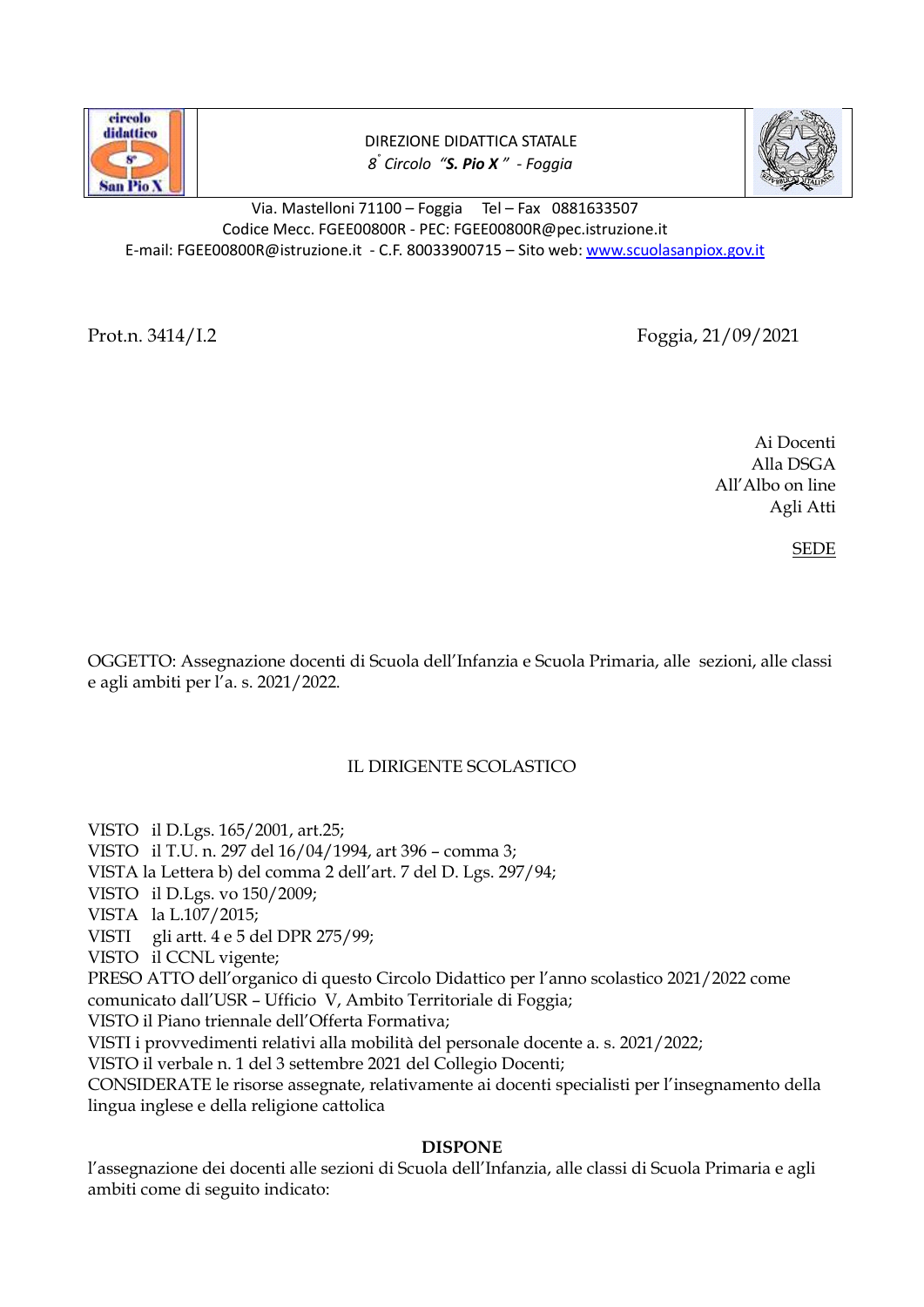DIREZIONE DIDATTICA STATALE
*8° Circolo "**S. Pio X**" - Foggia*

Via. Mastelloni 71100 – Foggia Tel – Fax 0881633507
Codice Mecc. FGEE00800R - PEC: FGEE00800R@pec.istruzione.it
E-mail: FGEE00800R@istruzione.it - C.F. 80033900715 – Sito web: www.scuolasanpiox.gov.it

Prot.n. 3414/I.2

Foggia, 21/09/2021

Ai Docenti
Alla DSGA
All'Albo on line
Agli Atti

SEDE

OGGETTO: Assegnazione docenti di Scuola dell'Infanzia e Scuola Primaria, alle sezioni, alle classi e agli ambiti per l'a. s. 2021/2022.

IL DIRIGENTE SCOLASTICO

VISTO il D.Lgs. 165/2001, art.25;
VISTO il T.U. n. 297 del 16/04/1994, art 396 – comma 3;
VISTA la Lettera b) del comma 2 dell'art. 7 del D. Lgs. 297/94;
VISTO il D.Lgs. vo 150/2009;
VISTA la L.107/2015;
VISTI gli artt. 4 e 5 del DPR 275/99;
VISTO il CCNL vigente;
PRESO ATTO dell'organico di questo Circolo Didattico per l'anno scolastico 2021/2022 come comunicato dall'USR – Ufficio V, Ambito Territoriale di Foggia;
VISTO il Piano triennale dell'Offerta Formativa;
VISTI i provvedimenti relativi alla mobilità del personale docente a. s. 2021/2022;
VISTO il verbale n. 1 del 3 settembre 2021 del Collegio Docenti;
CONSIDERATE le risorse assegnate, relativamente ai docenti specialisti per l'insegnamento della lingua inglese e della religione cattolica

**DISPONE**

l'assegnazione dei docenti alle sezioni di Scuola dell'Infanzia, alle classi di Scuola Primaria e agli ambiti come di seguito indicato: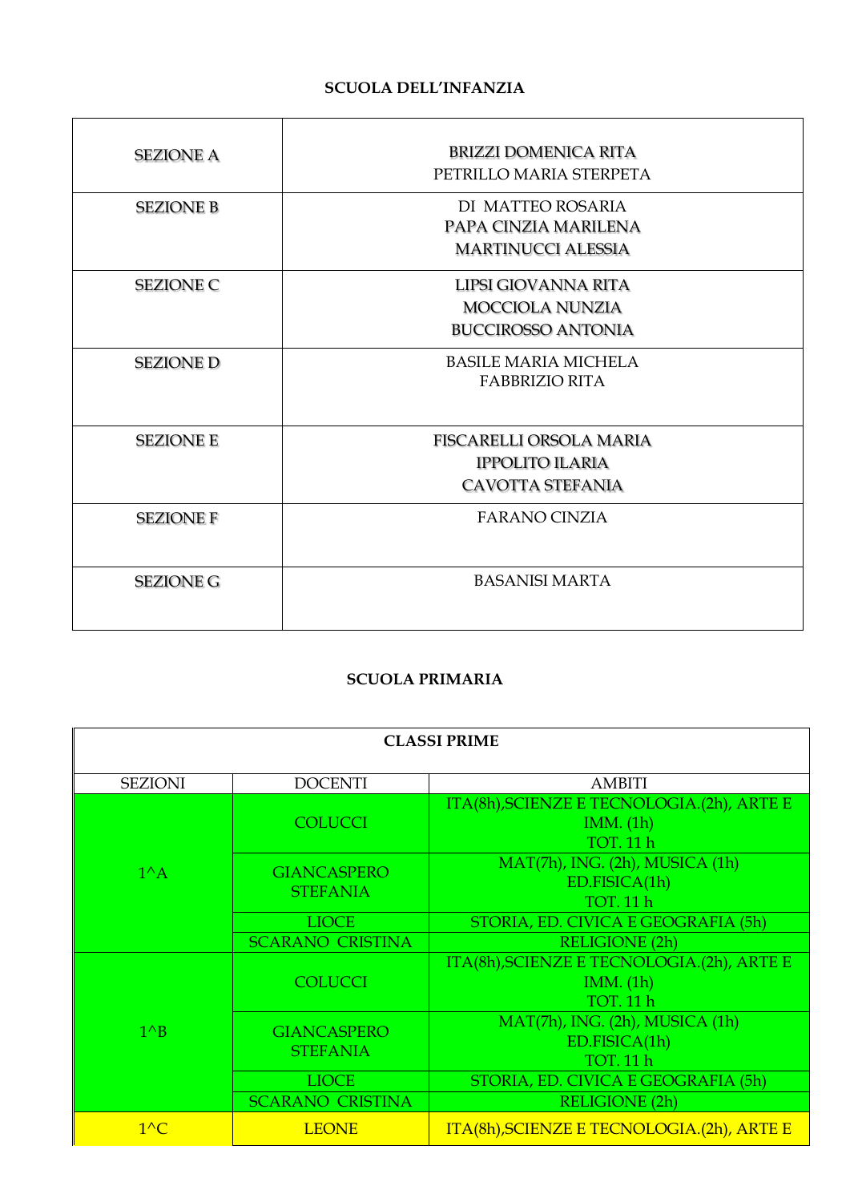**SCUOLA DELL'INFANZIA**

| | |
|---|---|
| SEZIONE A | BRIZZI DOMENICA RITA<br>PETRILLO MARIA STERPETA |
| SEZIONE B | DI MATTEO ROSARIA<br>PAPA CINZIA MARILENA<br>MARTINUCCI ALESSIA |
| SEZIONE C | LIPSI GIOVANNA RITA<br>MOCCIOLA NUNZIA<br>BUCCIROSSO ANTONIA |
| SEZIONE D | BASILE MARIA MICHELA<br>FABBRIZIO RITA |
| SEZIONE E | FISCARELLI ORSOLA MARIA<br>IPPOLITO ILARIA<br>CAVOTTA STEFANIA |
| SEZIONE F | FARANO CINZIA |
| SEZIONE G | BASANISI MARTA |

**SCUOLA PRIMARIA**

| **CLASSI PRIME** | | |
|---|---|---|
| SEZIONI | DOCENTI | AMBITI |
| 1^A | COLUCCI | ITA(8h),SCIENZE E TECNOLOGIA.(2h), ARTE E IMM. (1h)<br>TOT. 11 h |
| | GIANCASPERO STEFANIA | MAT(7h), ING. (2h), MUSICA (1h)<br>ED.FISICA(1h)<br>TOT. 11 h |
| | LIOCE | STORIA, ED. CIVICA E GEOGRAFIA (5h) |
| | SCARANO CRISTINA | RELIGIONE (2h) |
| 1^B | COLUCCI | ITA(8h),SCIENZE E TECNOLOGIA.(2h), ARTE E IMM. (1h)<br>TOT. 11 h |
| | GIANCASPERO STEFANIA | MAT(7h), ING. (2h), MUSICA (1h)<br>ED.FISICA(1h)<br>TOT. 11 h |
| | LIOCE | STORIA, ED. CIVICA E GEOGRAFIA (5h) |
| | SCARANO CRISTINA | RELIGIONE (2h) |
| 1^C | LEONE | ITA(8h),SCIENZE E TECNOLOGIA.(2h), ARTE E |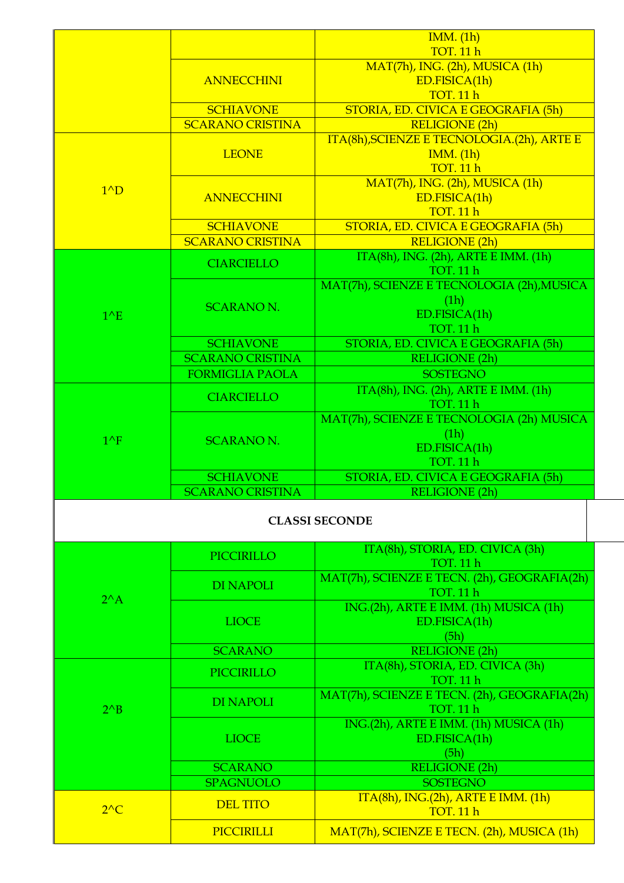| | | |
|---|---|---|
| | | IMM. (1h)<br>TOT. 11 h |
| | ANNECCHINI | MAT(7h), ING. (2h), MUSICA (1h)<br>ED.FISICA(1h)<br>TOT. 11 h |
| | SCHIAVONE | STORIA, ED. CIVICA E GEOGRAFIA (5h) |
| | SCARANO CRISTINA | RELIGIONE (2h) |
| 1^D | LEONE | ITA(8h),SCIENZE E TECNOLOGIA.(2h), ARTE E IMM. (1h)<br>TOT. 11 h |
| | ANNECCHINI | MAT(7h), ING. (2h), MUSICA (1h)<br>ED.FISICA(1h)<br>TOT. 11 h |
| | SCHIAVONE | STORIA, ED. CIVICA E GEOGRAFIA (5h) |
| | SCARANO CRISTINA | RELIGIONE (2h) |
| 1^E | CIARCIELLO | ITA(8h), ING. (2h), ARTE E IMM. (1h)<br>TOT. 11 h |
| | SCARANO N. | MAT(7h), SCIENZE E TECNOLOGIA (2h),MUSICA (1h)<br>ED.FISICA(1h)<br>TOT. 11 h |
| | SCHIAVONE | STORIA, ED. CIVICA E GEOGRAFIA (5h) |
| | SCARANO CRISTINA | RELIGIONE (2h) |
| | FORMIGLIA PAOLA | SOSTEGNO |
| 1^F | CIARCIELLO | ITA(8h), ING. (2h), ARTE E IMM. (1h)<br>TOT. 11 h |
| | SCARANO N. | MAT(7h), SCIENZE E TECNOLOGIA (2h) MUSICA (1h)<br>ED.FISICA(1h)<br>TOT. 11 h |
| | SCHIAVONE | STORIA, ED. CIVICA E GEOGRAFIA (5h) |
| | SCARANO CRISTINA | RELIGIONE (2h) |
| **CLASSI SECONDE** | | |
| 2^A | PICCIRILLO | ITA(8h), STORIA, ED. CIVICA (3h)<br>TOT. 11 h |
| | DI NAPOLI | MAT(7h), SCIENZE E TECN. (2h), GEOGRAFIA(2h)<br>TOT. 11 h |
| | LIOCE | ING.(2h), ARTE E IMM. (1h) MUSICA (1h)<br>ED.FISICA(1h)<br>(5h) |
| | SCARANO | RELIGIONE (2h) |
| 2^B | PICCIRILLO | ITA(8h), STORIA, ED. CIVICA (3h)<br>TOT. 11 h |
| | DI NAPOLI | MAT(7h), SCIENZE E TECN. (2h), GEOGRAFIA(2h)<br>TOT. 11 h |
| | LIOCE | ING.(2h), ARTE E IMM. (1h) MUSICA (1h)<br>ED.FISICA(1h)<br>(5h) |
| | SCARANO | RELIGIONE (2h) |
| | SPAGNUOLO | SOSTEGNO |
| 2^C | DEL TITO | ITA(8h), ING.(2h), ARTE E IMM. (1h)<br>TOT. 11 h |
| | PICCIRILLI | MAT(7h), SCIENZE E TECN. (2h), MUSICA (1h) |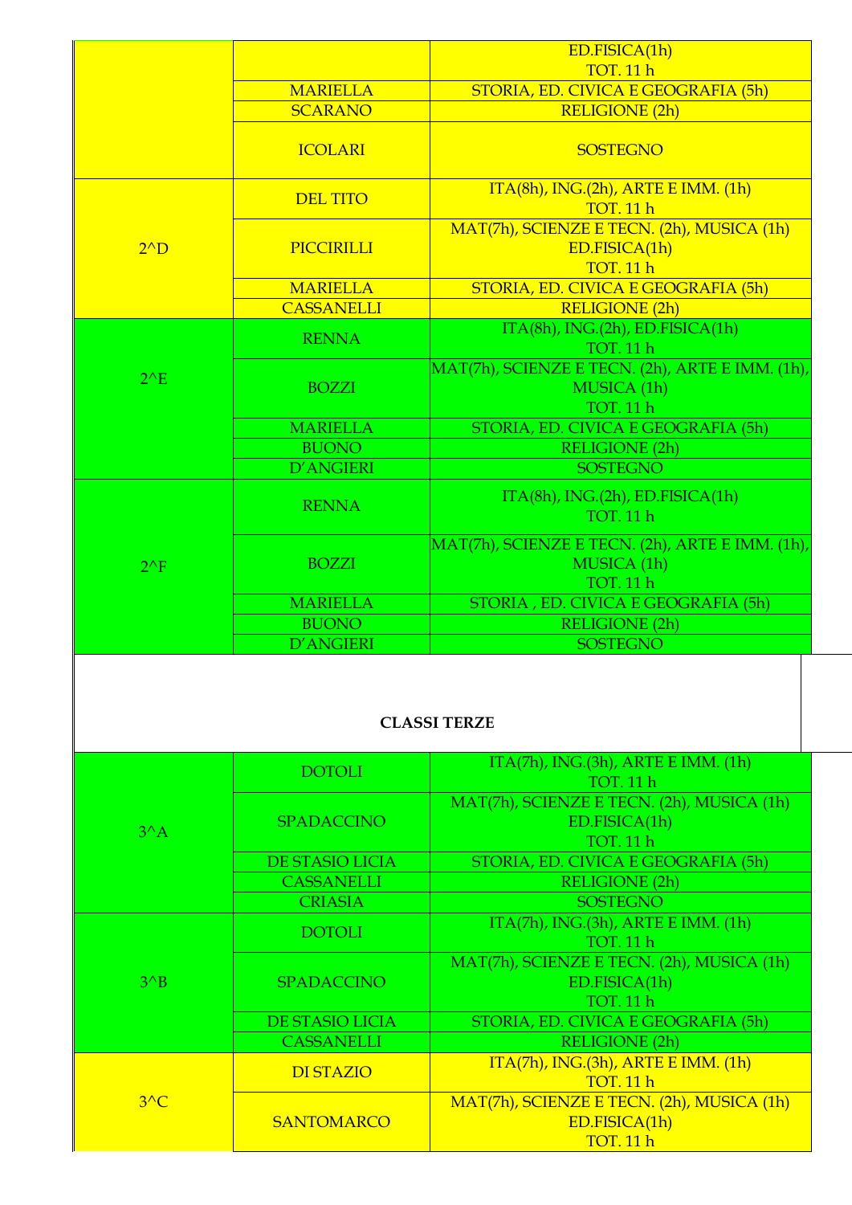| | | |
|---|---|---|
| | | ED.FISICA(1h) TOT. 11 h |
| | MARIELLA | STORIA, ED. CIVICA E GEOGRAFIA (5h) |
| | SCARANO | RELIGIONE (2h) |
| | ICOLARI | SOSTEGNO |
| 2^D | DEL TITO | ITA(8h), ING.(2h), ARTE E IMM. (1h) TOT. 11 h |
| | PICCIRILLI | MAT(7h), SCIENZE E TECN. (2h), MUSICA (1h) ED.FISICA(1h) TOT. 11 h |
| | MARIELLA | STORIA, ED. CIVICA E GEOGRAFIA (5h) |
| | CASSANELLI | RELIGIONE (2h) |
| 2^E | RENNA | ITA(8h), ING.(2h), ED.FISICA(1h) TOT. 11 h |
| | BOZZI | MAT(7h), SCIENZE E TECN. (2h), ARTE E IMM. (1h), MUSICA (1h) TOT. 11 h |
| | MARIELLA | STORIA, ED. CIVICA E GEOGRAFIA (5h) |
| | BUONO | RELIGIONE (2h) |
| | D'ANGIERI | SOSTEGNO |
| 2^F | RENNA | ITA(8h), ING.(2h), ED.FISICA(1h) TOT. 11 h |
| | BOZZI | MAT(7h), SCIENZE E TECN. (2h), ARTE E IMM. (1h), MUSICA (1h) TOT. 11 h |
| | MARIELLA | STORIA , ED. CIVICA E GEOGRAFIA (5h) |
| | BUONO | RELIGIONE (2h) |
| | D'ANGIERI | SOSTEGNO |

**CLASSI TERZE**

| | | |
|---|---|---|
| 3^A | DOTOLI | ITA(7h), ING.(3h), ARTE E IMM. (1h) TOT. 11 h |
| | SPADACCINO | MAT(7h), SCIENZE E TECN. (2h), MUSICA (1h) ED.FISICA(1h) TOT. 11 h |
| | DE STASIO LICIA | STORIA, ED. CIVICA E GEOGRAFIA (5h) |
| | CASSANELLI | RELIGIONE (2h) |
| | CRIASIA | SOSTEGNO |
| 3^B | DOTOLI | ITA(7h), ING.(3h), ARTE E IMM. (1h) TOT. 11 h |
| | SPADACCINO | MAT(7h), SCIENZE E TECN. (2h), MUSICA (1h) ED.FISICA(1h) TOT. 11 h |
| | DE STASIO LICIA | STORIA, ED. CIVICA E GEOGRAFIA (5h) |
| | CASSANELLI | RELIGIONE (2h) |
| 3^C | DI STAZIO | ITA(7h), ING.(3h), ARTE E IMM. (1h) TOT. 11 h |
| | SANTOMARCO | MAT(7h), SCIENZE E TECN. (2h), MUSICA (1h) ED.FISICA(1h) TOT. 11 h |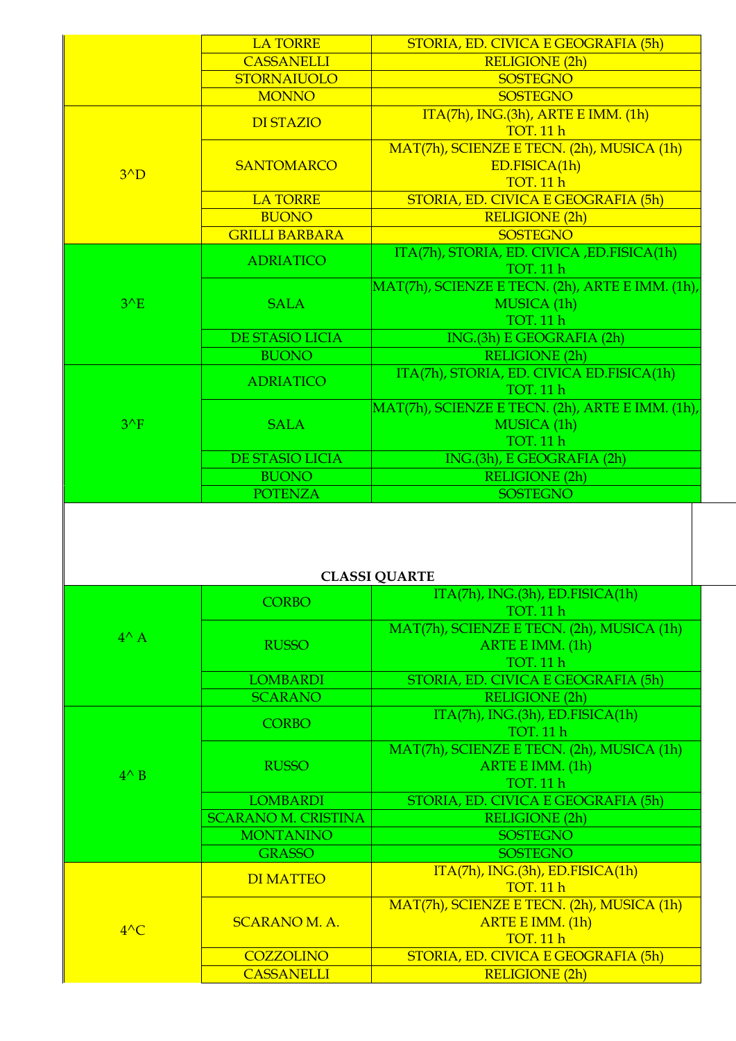| | | |
|---|---|---|
| | LA TORRE | STORIA, ED. CIVICA E GEOGRAFIA (5h) |
| | CASSANELLI | RELIGIONE (2h) |
| | STORNAIUOLO | SOSTEGNO |
| | MONNO | SOSTEGNO |
| 3^D | DI STAZIO | ITA(7h), ING.(3h), ARTE E IMM. (1h)<br>TOT. 11 h |
| | SANTOMARCO | MAT(7h), SCIENZE E TECN. (2h), MUSICA (1h)<br>ED.FISICA(1h)<br>TOT. 11 h |
| | LA TORRE | STORIA, ED. CIVICA E GEOGRAFIA (5h) |
| | BUONO | RELIGIONE (2h) |
| | GRILLI BARBARA | SOSTEGNO |
| 3^E | ADRIATICO | ITA(7h), STORIA, ED. CIVICA ,ED.FISICA(1h)<br>TOT. 11 h |
| | SALA | MAT(7h), SCIENZE E TECN. (2h), ARTE E IMM. (1h),<br>MUSICA (1h)<br>TOT. 11 h |
| | DE STASIO LICIA | ING.(3h) E GEOGRAFIA (2h) |
| | BUONO | RELIGIONE (2h) |
| 3^F | ADRIATICO | ITA(7h), STORIA, ED. CIVICA ED.FISICA(1h)<br>TOT. 11 h |
| | SALA | MAT(7h), SCIENZE E TECN. (2h), ARTE E IMM. (1h),<br>MUSICA (1h)<br>TOT. 11 h |
| | DE STASIO LICIA | ING.(3h), E GEOGRAFIA (2h) |
| | BUONO | RELIGIONE (2h) |
| | POTENZA | SOSTEGNO |

**CLASSI QUARTE**

| | | |
|---|---|---|
| 4^ A | CORBO | ITA(7h), ING.(3h), ED.FISICA(1h)<br>TOT. 11 h |
| | RUSSO | MAT(7h), SCIENZE E TECN. (2h), MUSICA (1h)<br>ARTE E IMM. (1h)<br>TOT. 11 h |
| | LOMBARDI | STORIA, ED. CIVICA E GEOGRAFIA (5h) |
| | SCARANO | RELIGIONE (2h) |
| 4^ B | CORBO | ITA(7h), ING.(3h), ED.FISICA(1h)<br>TOT. 11 h |
| | RUSSO | MAT(7h), SCIENZE E TECN. (2h), MUSICA (1h)<br>ARTE E IMM. (1h)<br>TOT. 11 h |
| | LOMBARDI | STORIA, ED. CIVICA E GEOGRAFIA (5h) |
| | SCARANO M. CRISTINA | RELIGIONE (2h) |
| | MONTANINO | SOSTEGNO |
| | GRASSO | SOSTEGNO |
| 4^C | DI MATTEO | ITA(7h), ING.(3h), ED.FISICA(1h)<br>TOT. 11 h |
| | SCARANO M. A. | MAT(7h), SCIENZE E TECN. (2h), MUSICA (1h)<br>ARTE E IMM. (1h)<br>TOT. 11 h |
| | COZZOLINO | STORIA, ED. CIVICA E GEOGRAFIA (5h) |
| | CASSANELLI | RELIGIONE (2h) |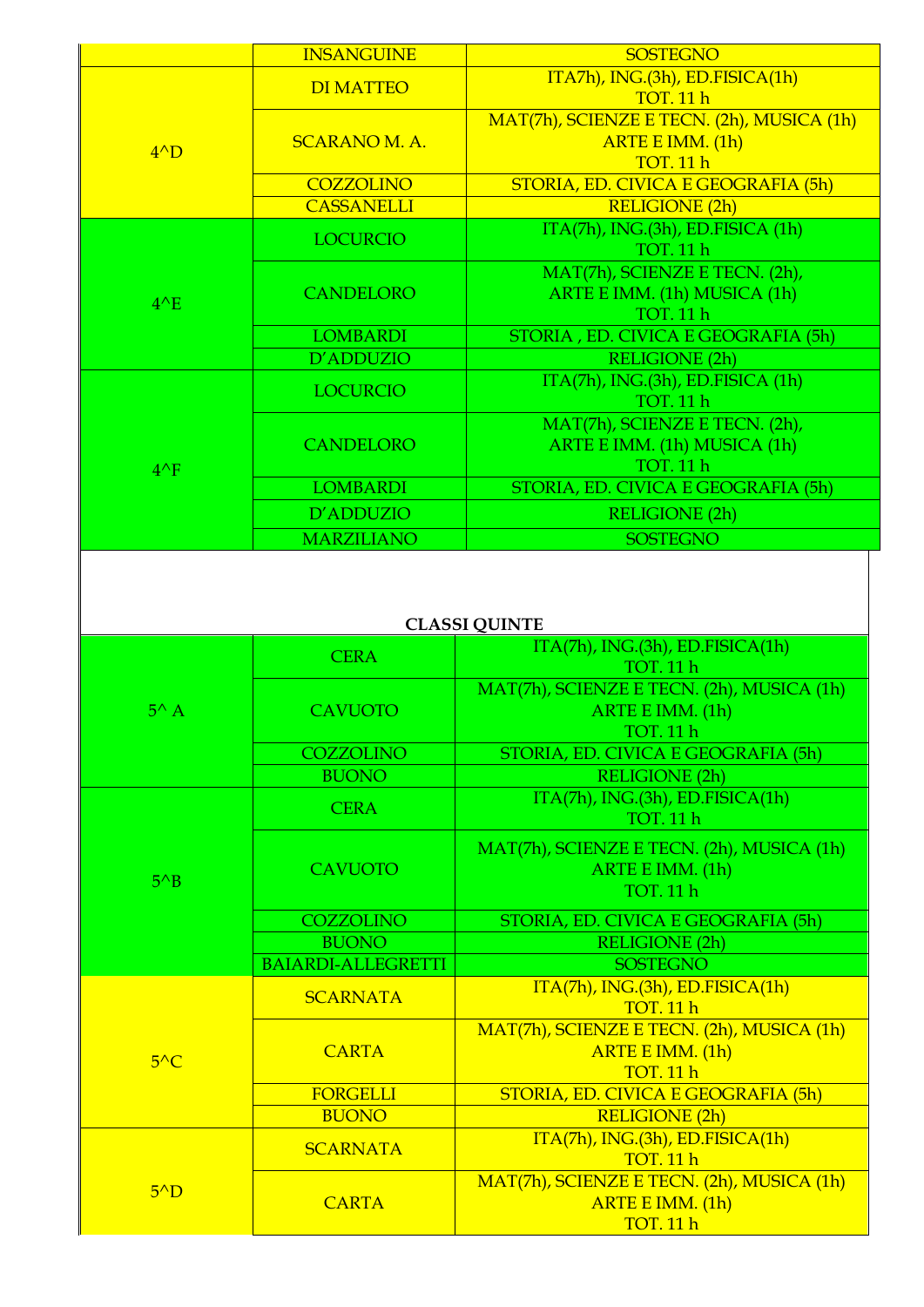| | | |
|---|---|---|
| | INSANGUINE | SOSTEGNO |
| 4^D | DI MATTEO | ITA7h), ING.(3h), ED.FISICA(1h) TOT. 11 h |
| | SCARANO M. A. | MAT(7h), SCIENZE E TECN. (2h), MUSICA (1h) ARTE E IMM. (1h) TOT. 11 h |
| | COZZOLINO | STORIA, ED. CIVICA E GEOGRAFIA (5h) |
| | CASSANELLI | RELIGIONE (2h) |
| 4^E | LOCURCIO | ITA(7h), ING.(3h), ED.FISICA (1h) TOT. 11 h |
| | CANDELORO | MAT(7h), SCIENZE E TECN. (2h), ARTE E IMM. (1h) MUSICA (1h) TOT. 11 h |
| | LOMBARDI | STORIA , ED. CIVICA E GEOGRAFIA (5h) |
| | D'ADDUZIO | RELIGIONE (2h) |
| 4^F | LOCURCIO | ITA(7h), ING.(3h), ED.FISICA (1h) TOT. 11 h |
| | CANDELORO | MAT(7h), SCIENZE E TECN. (2h), ARTE E IMM. (1h) MUSICA (1h) TOT. 11 h |
| | LOMBARDI | STORIA, ED. CIVICA E GEOGRAFIA (5h) |
| | D'ADDUZIO | RELIGIONE (2h) |
| | MARZILIANO | SOSTEGNO |

**CLASSI QUINTE**

| | | |
|---|---|---|
| 5^ A | CERA | ITA(7h), ING.(3h), ED.FISICA(1h) TOT. 11 h |
| | CAVUOTO | MAT(7h), SCIENZE E TECN. (2h), MUSICA (1h) ARTE E IMM. (1h) TOT. 11 h |
| | COZZOLINO | STORIA, ED. CIVICA E GEOGRAFIA (5h) |
| | BUONO | RELIGIONE (2h) |
| 5^B | CERA | ITA(7h), ING.(3h), ED.FISICA(1h) TOT. 11 h |
| | CAVUOTO | MAT(7h), SCIENZE E TECN. (2h), MUSICA (1h) ARTE E IMM. (1h) TOT. 11 h |
| | COZZOLINO | STORIA, ED. CIVICA E GEOGRAFIA (5h) |
| | BUONO | RELIGIONE (2h) |
| | BAIARDI-ALLEGRETTI | SOSTEGNO |
| 5^C | SCARNATA | ITA(7h), ING.(3h), ED.FISICA(1h) TOT. 11 h |
| | CARTA | MAT(7h), SCIENZE E TECN. (2h), MUSICA (1h) ARTE E IMM. (1h) TOT. 11 h |
| | FORGELLI | STORIA, ED. CIVICA E GEOGRAFIA (5h) |
| | BUONO | RELIGIONE (2h) |
| 5^D | SCARNATA | ITA(7h), ING.(3h), ED.FISICA(1h) TOT. 11 h |
| | CARTA | MAT(7h), SCIENZE E TECN. (2h), MUSICA (1h) ARTE E IMM. (1h) TOT. 11 h |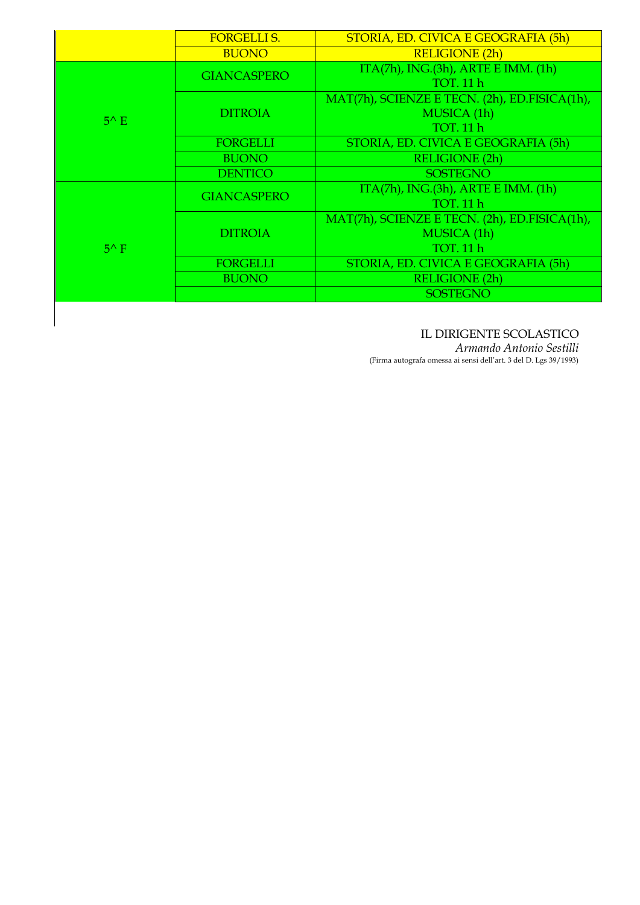| | | |
|---|---|---|
| | FORGELLI S. | STORIA, ED. CIVICA E GEOGRAFIA (5h) |
| | BUONO | RELIGIONE (2h) |
| 5^ E | GIANCASPERO | ITA(7h), ING.(3h), ARTE E IMM. (1h) TOT. 11 h |
| | DITROIA | MAT(7h), SCIENZE E TECN. (2h), ED.FISICA(1h), MUSICA (1h) TOT. 11 h |
| | FORGELLI | STORIA, ED. CIVICA E GEOGRAFIA (5h) |
| | BUONO | RELIGIONE (2h) |
| | DENTICO | SOSTEGNO |
| 5^ F | GIANCASPERO | ITA(7h), ING.(3h), ARTE E IMM. (1h) TOT. 11 h |
| | DITROIA | MAT(7h), SCIENZE E TECN. (2h), ED.FISICA(1h), MUSICA (1h) TOT. 11 h |
| | FORGELLI | STORIA, ED. CIVICA E GEOGRAFIA (5h) |
| | BUONO | RELIGIONE (2h) |
| | | SOSTEGNO |

IL DIRIGENTE SCOLASTICO
*Armando Antonio Sestilli*
(Firma autografa omessa ai sensi dell'art. 3 del D. Lgs 39/1993)